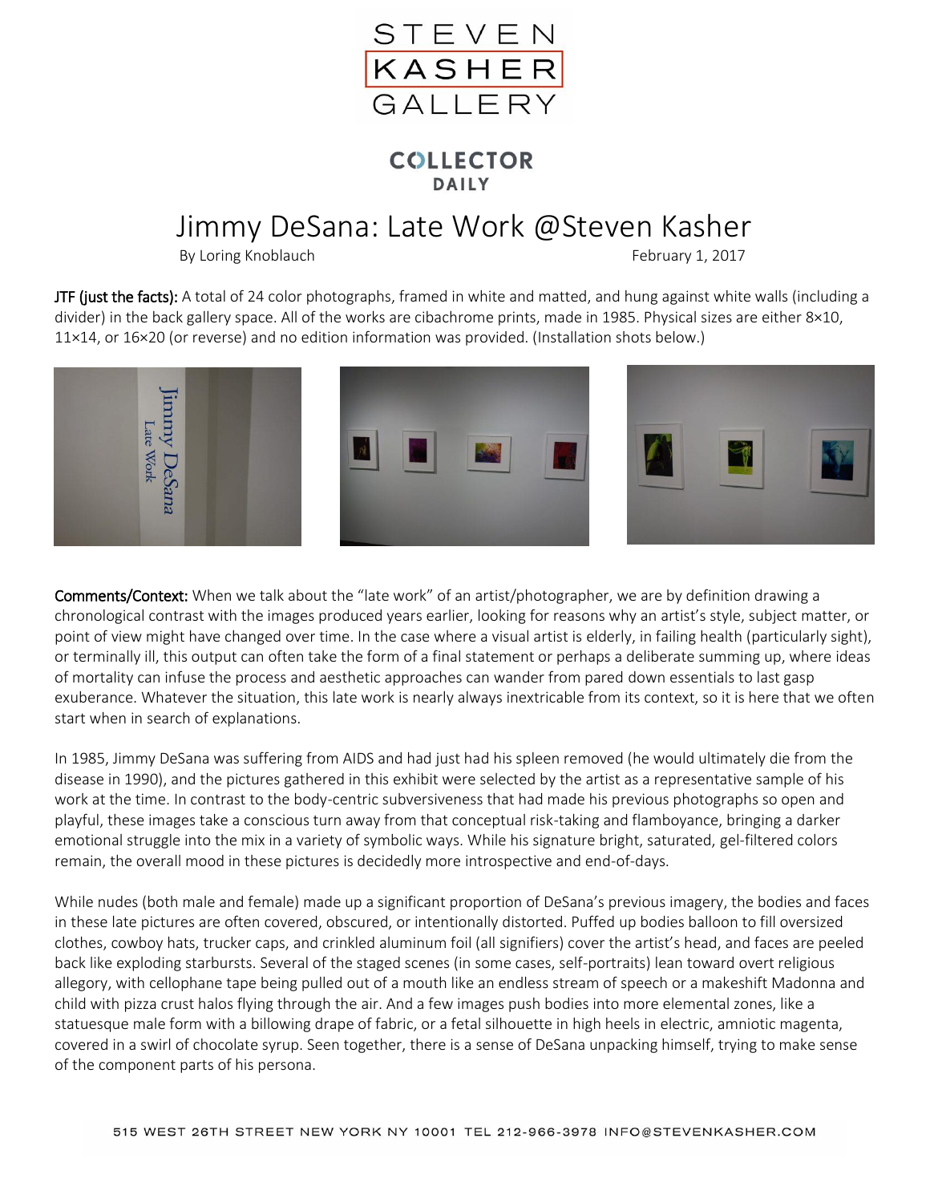STEVEN KASHER GALLERY

COLLECTOR DAILY

# Jimmy DeSana: Late Work @Steven Kasher

By Loring Knoblauch

February 1, 2017

**JTF (just the facts):** A total of 24 color photographs, framed in white and matted, and hung against white walls (including a divider) in the back gallery space. All of the works are cibachrome prints, made in 1985. Physical sizes are either 8×10, 11×14, or 16×20 (or reverse) and no edition information was provided. (Installation shots below.)

**Comments/Context:** When we talk about the "late work" of an artist/photographer, we are by definition drawing a chronological contrast with the images produced years earlier, looking for reasons why an artist's style, subject matter, or point of view might have changed over time. In the case where a visual artist is elderly, in failing health (particularly sight), or terminally ill, this output can often take the form of a final statement or perhaps a deliberate summing up, where ideas of mortality can infuse the process and aesthetic approaches can wander from pared down essentials to last gasp exuberance. Whatever the situation, this late work is nearly always inextricable from its context, so it is here that we often start when in search of explanations.

In 1985, Jimmy DeSana was suffering from AIDS and had just had his spleen removed (he would ultimately die from the disease in 1990), and the pictures gathered in this exhibit were selected by the artist as a representative sample of his work at the time. In contrast to the body-centric subversiveness that had made his previous photographs so open and playful, these images take a conscious turn away from that conceptual risk-taking and flamboyance, bringing a darker emotional struggle into the mix in a variety of symbolic ways. While his signature bright, saturated, gel-filtered colors remain, the overall mood in these pictures is decidedly more introspective and end-of-days.

While nudes (both male and female) made up a significant proportion of DeSana's previous imagery, the bodies and faces in these late pictures are often covered, obscured, or intentionally distorted. Puffed up bodies balloon to fill oversized clothes, cowboy hats, trucker caps, and crinkled aluminum foil (all signifiers) cover the artist's head, and faces are peeled back like exploding starbursts. Several of the staged scenes (in some cases, self-portraits) lean toward overt religious allegory, with cellophane tape being pulled out of a mouth like an endless stream of speech or a makeshift Madonna and child with pizza crust halos flying through the air. And a few images push bodies into more elemental zones, like a statuesque male form with a billowing drape of fabric, or a fetal silhouette in high heels in electric, amniotic magenta, covered in a swirl of chocolate syrup. Seen together, there is a sense of DeSana unpacking himself, trying to make sense of the component parts of his persona.

515 WEST 26TH STREET NEW YORK NY 10001 TEL 212-966-3978 INFO@STEVENKASHER.COM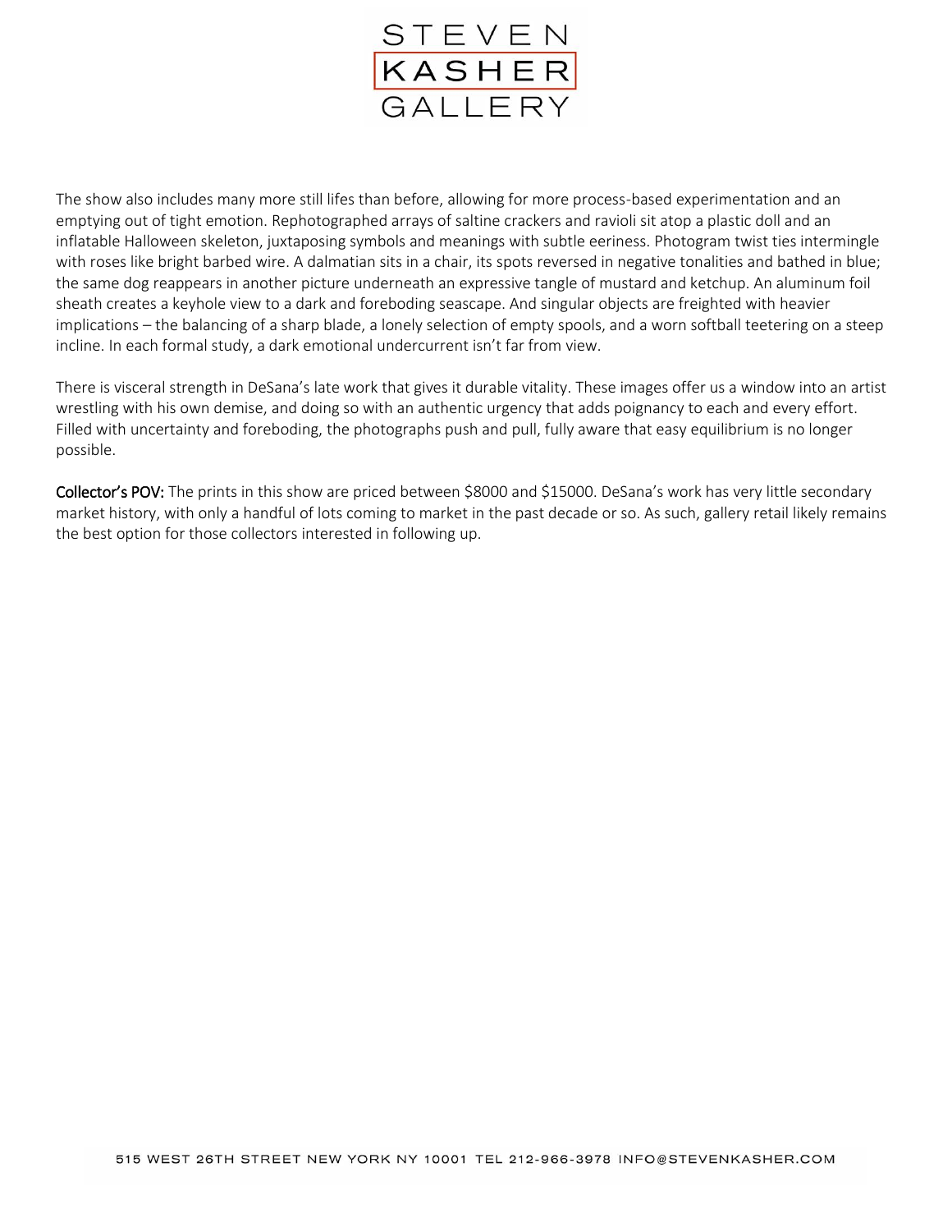The show also includes many more still lifes than before, allowing for more process-based experimentation and an emptying out of tight emotion. Rephotographed arrays of saltine crackers and ravioli sit atop a plastic doll and an inflatable Halloween skeleton, juxtaposing symbols and meanings with subtle eeriness. Photogram twist ties intermingle with roses like bright barbed wire. A dalmatian sits in a chair, its spots reversed in negative tonalities and bathed in blue; the same dog reappears in another picture underneath an expressive tangle of mustard and ketchup. An aluminum foil sheath creates a keyhole view to a dark and foreboding seascape. And singular objects are freighted with heavier implications – the balancing of a sharp blade, a lonely selection of empty spools, and a worn softball teetering on a steep incline. In each formal study, a dark emotional undercurrent isn't far from view.

There is visceral strength in DeSana's late work that gives it durable vitality. These images offer us a window into an artist wrestling with his own demise, and doing so with an authentic urgency that adds poignancy to each and every effort. Filled with uncertainty and foreboding, the photographs push and pull, fully aware that easy equilibrium is no longer possible.

**Collector's POV:** The prints in this show are priced between $8000 and $15000. DeSana's work has very little secondary market history, with only a handful of lots coming to market in the past decade or so. As such, gallery retail likely remains the best option for those collectors interested in following up.